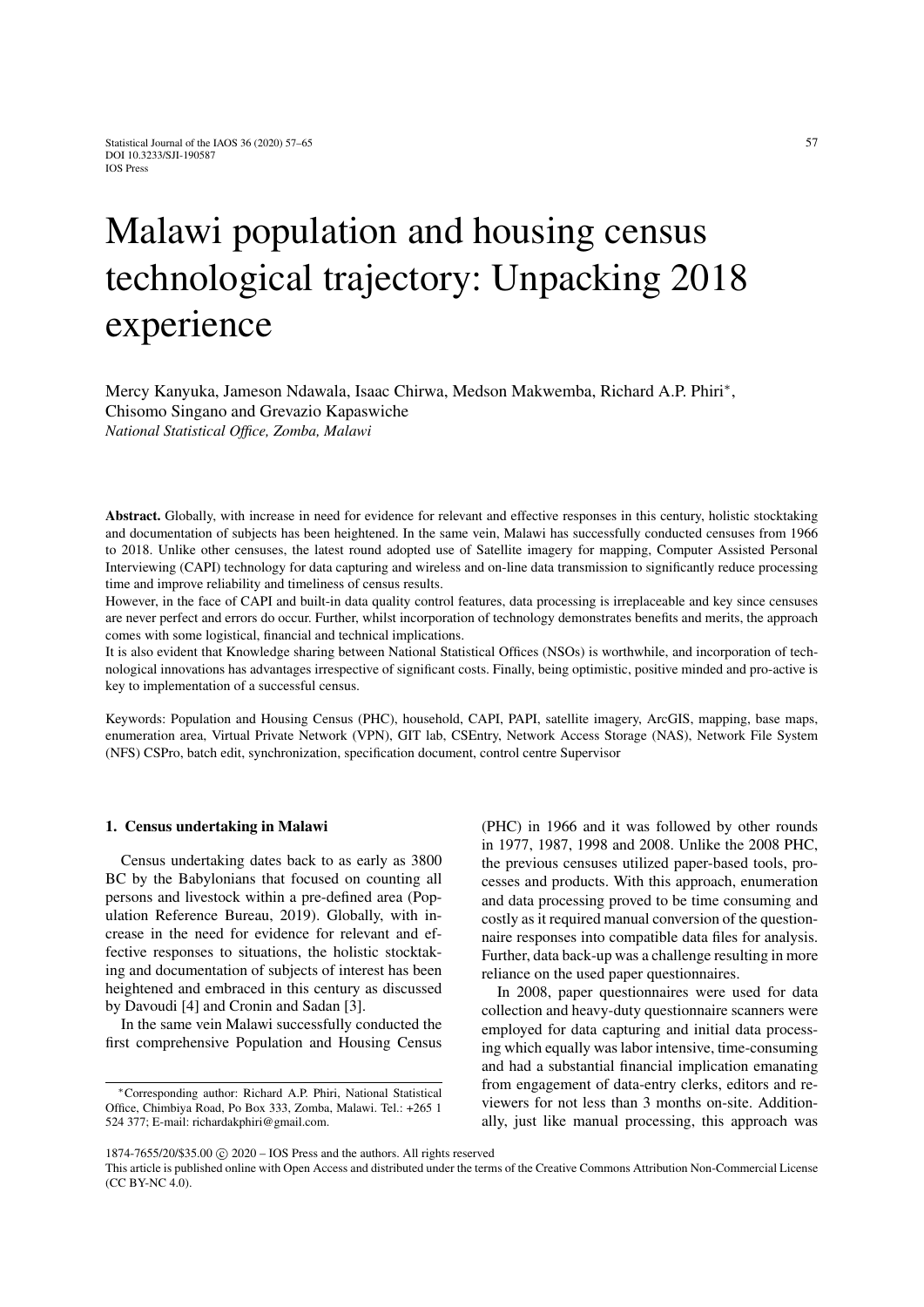# Malawi population and housing census technological trajectory: Unpacking 2018 experience

Mercy Kanyuka, Jameson Ndawala, Isaac Chirwa, Medson Makwemba, Richard A.P. Phiri*, Chisomo Singano and Grevazio Kapaswiche

*National Statistical Office, Zomba, Malawi*

**Abstract.** Globally, with increase in need for evidence for relevant and effective responses in this century, holistic stocktaking and documentation of subjects has been heightened. In the same vein, Malawi has successfully conducted censuses from 1966 to 2018. Unlike other censuses, the latest round adopted use of Satellite imagery for mapping, Computer Assisted Personal Interviewing (CAPI) technology for data capturing and wireless and on-line data transmission to significantly reduce processing time and improve reliability and timeliness of census results.

However, in the face of CAPI and built-in data quality control features, data processing is irreplaceable and key since censuses are never perfect and errors do occur. Further, whilst incorporation of technology demonstrates benefits and merits, the approach comes with some logistical, financial and technical implications.

It is also evident that Knowledge sharing between National Statistical Offices (NSOs) is worthwhile, and incorporation of technological innovations has advantages irrespective of significant costs. Finally, being optimistic, positive minded and pro-active is key to implementation of a successful census.

Keywords: Population and Housing Census (PHC), household, CAPI, PAPI, satellite imagery, ArcGIS, mapping, base maps, enumeration area, Virtual Private Network (VPN), GIT lab, CSEntry, Network Access Storage (NAS), Network File System (NFS) CSPro, batch edit, synchronization, specification document, control centre Supervisor

## 1. Census undertaking in Malawi

Census undertaking dates back to as early as 3800 BC by the Babylonians that focused on counting all persons and livestock within a pre-defined area (Population Reference Bureau, 2019). Globally, with increase in the need for evidence for relevant and effective responses to situations, the holistic stocktaking and documentation of subjects of interest has been heightened and embraced in this century as discussed by Davoudi [4] and Cronin and Sadan [3].

In the same vein Malawi successfully conducted the first comprehensive Population and Housing Census (PHC) in 1966 and it was followed by other rounds in 1977, 1987, 1998 and 2008. Unlike the 2008 PHC, the previous censuses utilized paper-based tools, processes and products. With this approach, enumeration and data processing proved to be time consuming and costly as it required manual conversion of the questionnaire responses into compatible data files for analysis. Further, data back-up was a challenge resulting in more reliance on the used paper questionnaires.

In 2008, paper questionnaires were used for data collection and heavy-duty questionnaire scanners were employed for data capturing and initial data processing which equally was labor intensive, time-consuming and had a substantial financial implication emanating from engagement of data-entry clerks, editors and reviewers for not less than 3 months on-site. Additionally, just like manual processing, this approach was

*Corresponding author: Richard A.P. Phiri, National Statistical Office, Chimbiya Road, Po Box 333, Zomba, Malawi. Tel.: +265 1 524 377; E-mail: richardakphiri@gmail.com.

1874-7655/20/$35.00 © 2020 – IOS Press and the authors. All rights reserved

This article is published online with Open Access and distributed under the terms of the Creative Commons Attribution Non-Commercial License (CC BY-NC 4.0).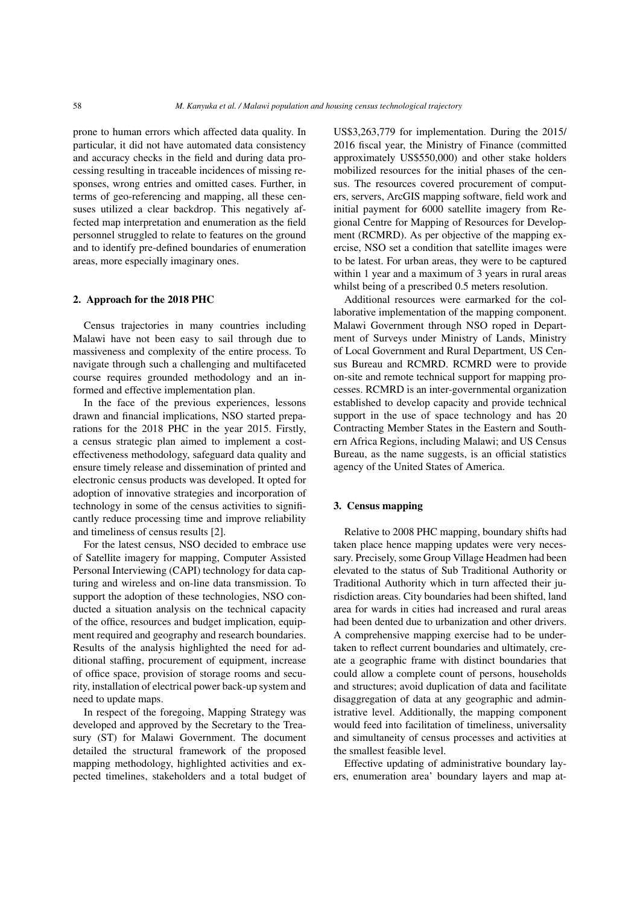prone to human errors which affected data quality. In particular, it did not have automated data consistency and accuracy checks in the field and during data processing resulting in traceable incidences of missing responses, wrong entries and omitted cases. Further, in terms of geo-referencing and mapping, all these censuses utilized a clear backdrop. This negatively affected map interpretation and enumeration as the field personnel struggled to relate to features on the ground and to identify pre-defined boundaries of enumeration areas, more especially imaginary ones.

## 2. Approach for the 2018 PHC

Census trajectories in many countries including Malawi have not been easy to sail through due to massiveness and complexity of the entire process. To navigate through such a challenging and multifaceted course requires grounded methodology and an informed and effective implementation plan.

In the face of the previous experiences, lessons drawn and financial implications, NSO started preparations for the 2018 PHC in the year 2015. Firstly, a census strategic plan aimed to implement a cost-effectiveness methodology, safeguard data quality and ensure timely release and dissemination of printed and electronic census products was developed. It opted for adoption of innovative strategies and incorporation of technology in some of the census activities to significantly reduce processing time and improve reliability and timeliness of census results [2].

For the latest census, NSO decided to embrace use of Satellite imagery for mapping, Computer Assisted Personal Interviewing (CAPI) technology for data capturing and wireless and on-line data transmission. To support the adoption of these technologies, NSO conducted a situation analysis on the technical capacity of the office, resources and budget implication, equipment required and geography and research boundaries. Results of the analysis highlighted the need for additional staffing, procurement of equipment, increase of office space, provision of storage rooms and security, installation of electrical power back-up system and need to update maps.

In respect of the foregoing, Mapping Strategy was developed and approved by the Secretary to the Treasury (ST) for Malawi Government. The document detailed the structural framework of the proposed mapping methodology, highlighted activities and expected timelines, stakeholders and a total budget of US$3,263,779 for implementation. During the 2015/2016 fiscal year, the Ministry of Finance (committed approximately US$550,000) and other stake holders mobilized resources for the initial phases of the census. The resources covered procurement of computers, servers, ArcGIS mapping software, field work and initial payment for 6000 satellite imagery from Regional Centre for Mapping of Resources for Development (RCMRD). As per objective of the mapping exercise, NSO set a condition that satellite images were to be latest. For urban areas, they were to be captured within 1 year and a maximum of 3 years in rural areas whilst being of a prescribed 0.5 meters resolution.

Additional resources were earmarked for the collaborative implementation of the mapping component. Malawi Government through NSO roped in Department of Surveys under Ministry of Lands, Ministry of Local Government and Rural Department, US Census Bureau and RCMRD. RCMRD were to provide on-site and remote technical support for mapping processes. RCMRD is an inter-governmental organization established to develop capacity and provide technical support in the use of space technology and has 20 Contracting Member States in the Eastern and Southern Africa Regions, including Malawi; and US Census Bureau, as the name suggests, is an official statistics agency of the United States of America.

## 3. Census mapping

Relative to 2008 PHC mapping, boundary shifts had taken place hence mapping updates were very necessary. Precisely, some Group Village Headmen had been elevated to the status of Sub Traditional Authority or Traditional Authority which in turn affected their jurisdiction areas. City boundaries had been shifted, land area for wards in cities had increased and rural areas had been dented due to urbanization and other drivers. A comprehensive mapping exercise had to be undertaken to reflect current boundaries and ultimately, create a geographic frame with distinct boundaries that could allow a complete count of persons, households and structures; avoid duplication of data and facilitate disaggregation of data at any geographic and administrative level. Additionally, the mapping component would feed into facilitation of timeliness, universality and simultaneity of census processes and activities at the smallest feasible level.

Effective updating of administrative boundary layers, enumeration area' boundary layers and map at-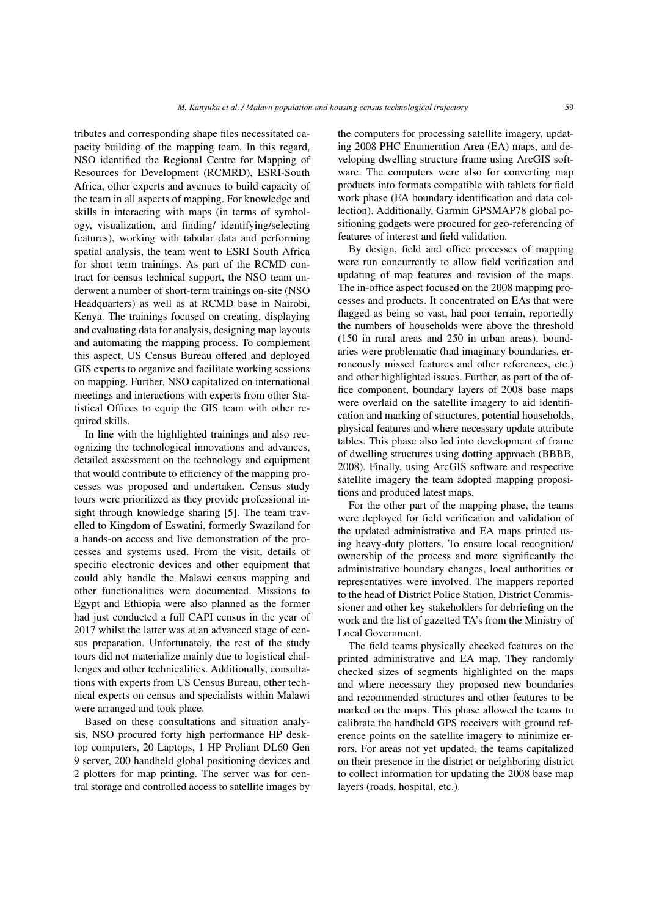tributes and corresponding shape files necessitated capacity building of the mapping team. In this regard, NSO identified the Regional Centre for Mapping of Resources for Development (RCMRD), ESRI-South Africa, other experts and avenues to build capacity of the team in all aspects of mapping. For knowledge and skills in interacting with maps (in terms of symbology, visualization, and finding/ identifying/selecting features), working with tabular data and performing spatial analysis, the team went to ESRI South Africa for short term trainings. As part of the RCMD contract for census technical support, the NSO team underwent a number of short-term trainings on-site (NSO Headquarters) as well as at RCMD base in Nairobi, Kenya. The trainings focused on creating, displaying and evaluating data for analysis, designing map layouts and automating the mapping process. To complement this aspect, US Census Bureau offered and deployed GIS experts to organize and facilitate working sessions on mapping. Further, NSO capitalized on international meetings and interactions with experts from other Statistical Offices to equip the GIS team with other required skills.

In line with the highlighted trainings and also recognizing the technological innovations and advances, detailed assessment on the technology and equipment that would contribute to efficiency of the mapping processes was proposed and undertaken. Census study tours were prioritized as they provide professional insight through knowledge sharing [5]. The team travelled to Kingdom of Eswatini, formerly Swaziland for a hands-on access and live demonstration of the processes and systems used. From the visit, details of specific electronic devices and other equipment that could ably handle the Malawi census mapping and other functionalities were documented. Missions to Egypt and Ethiopia were also planned as the former had just conducted a full CAPI census in the year of 2017 whilst the latter was at an advanced stage of census preparation. Unfortunately, the rest of the study tours did not materialize mainly due to logistical challenges and other technicalities. Additionally, consultations with experts from US Census Bureau, other technical experts on census and specialists within Malawi were arranged and took place.

Based on these consultations and situation analysis, NSO procured forty high performance HP desktop computers, 20 Laptops, 1 HP Proliant DL60 Gen 9 server, 200 handheld global positioning devices and 2 plotters for map printing. The server was for central storage and controlled access to satellite images by the computers for processing satellite imagery, updating 2008 PHC Enumeration Area (EA) maps, and developing dwelling structure frame using ArcGIS software. The computers were also for converting map products into formats compatible with tablets for field work phase (EA boundary identification and data collection). Additionally, Garmin GPSMAP78 global positioning gadgets were procured for geo-referencing of features of interest and field validation.

By design, field and office processes of mapping were run concurrently to allow field verification and updating of map features and revision of the maps. The in-office aspect focused on the 2008 mapping processes and products. It concentrated on EAs that were flagged as being so vast, had poor terrain, reportedly the numbers of households were above the threshold (150 in rural areas and 250 in urban areas), boundaries were problematic (had imaginary boundaries, erroneously missed features and other references, etc.) and other highlighted issues. Further, as part of the office component, boundary layers of 2008 base maps were overlaid on the satellite imagery to aid identification and marking of structures, potential households, physical features and where necessary update attribute tables. This phase also led into development of frame of dwelling structures using dotting approach (BBBB, 2008). Finally, using ArcGIS software and respective satellite imagery the team adopted mapping propositions and produced latest maps.

For the other part of the mapping phase, the teams were deployed for field verification and validation of the updated administrative and EA maps printed using heavy-duty plotters. To ensure local recognition/ ownership of the process and more significantly the administrative boundary changes, local authorities or representatives were involved. The mappers reported to the head of District Police Station, District Commissioner and other key stakeholders for debriefing on the work and the list of gazetted TA's from the Ministry of Local Government.

The field teams physically checked features on the printed administrative and EA map. They randomly checked sizes of segments highlighted on the maps and where necessary they proposed new boundaries and recommended structures and other features to be marked on the maps. This phase allowed the teams to calibrate the handheld GPS receivers with ground reference points on the satellite imagery to minimize errors. For areas not yet updated, the teams capitalized on their presence in the district or neighboring district to collect information for updating the 2008 base map layers (roads, hospital, etc.).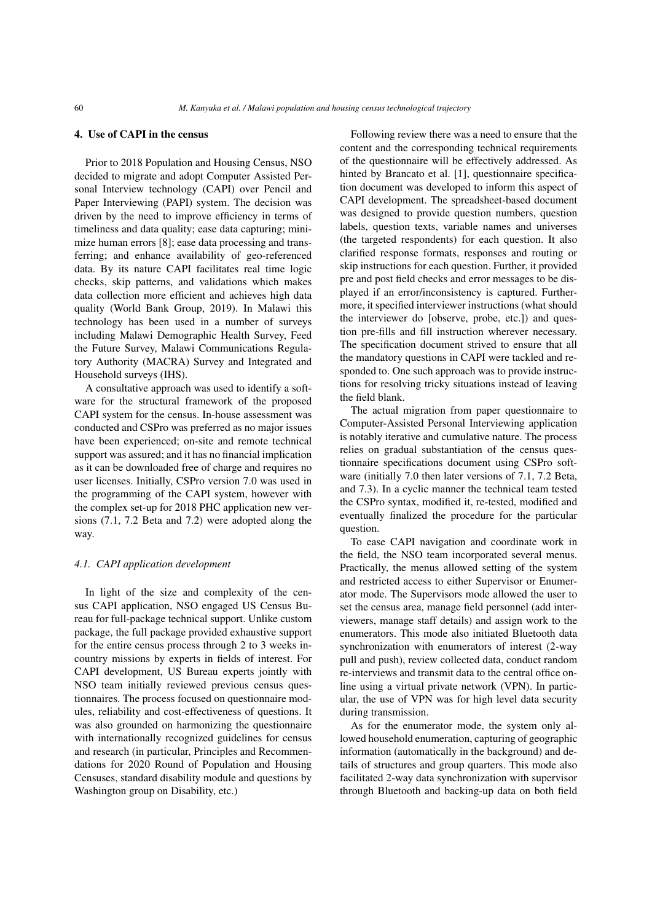## 4. Use of CAPI in the census

Prior to 2018 Population and Housing Census, NSO decided to migrate and adopt Computer Assisted Personal Interview technology (CAPI) over Pencil and Paper Interviewing (PAPI) system. The decision was driven by the need to improve efficiency in terms of timeliness and data quality; ease data capturing; minimize human errors [8]; ease data processing and transferring; and enhance availability of geo-referenced data. By its nature CAPI facilitates real time logic checks, skip patterns, and validations which makes data collection more efficient and achieves high data quality (World Bank Group, 2019). In Malawi this technology has been used in a number of surveys including Malawi Demographic Health Survey, Feed the Future Survey, Malawi Communications Regulatory Authority (MACRA) Survey and Integrated and Household surveys (IHS).

A consultative approach was used to identify a software for the structural framework of the proposed CAPI system for the census. In-house assessment was conducted and CSPro was preferred as no major issues have been experienced; on-site and remote technical support was assured; and it has no financial implication as it can be downloaded free of charge and requires no user licenses. Initially, CSPro version 7.0 was used in the programming of the CAPI system, however with the complex set-up for 2018 PHC application new versions (7.1, 7.2 Beta and 7.2) were adopted along the way.

### *4.1. CAPI application development*

In light of the size and complexity of the census CAPI application, NSO engaged US Census Bureau for full-package technical support. Unlike custom package, the full package provided exhaustive support for the entire census process through 2 to 3 weeks in-country missions by experts in fields of interest. For CAPI development, US Bureau experts jointly with NSO team initially reviewed previous census questionnaires. The process focused on questionnaire modules, reliability and cost-effectiveness of questions. It was also grounded on harmonizing the questionnaire with internationally recognized guidelines for census and research (in particular, Principles and Recommendations for 2020 Round of Population and Housing Censuses, standard disability module and questions by Washington group on Disability, etc.)

Following review there was a need to ensure that the content and the corresponding technical requirements of the questionnaire will be effectively addressed. As hinted by Brancato et al. [1], questionnaire specification document was developed to inform this aspect of CAPI development. The spreadsheet-based document was designed to provide question numbers, question labels, question texts, variable names and universes (the targeted respondents) for each question. It also clarified response formats, responses and routing or skip instructions for each question. Further, it provided pre and post field checks and error messages to be displayed if an error/inconsistency is captured. Furthermore, it specified interviewer instructions (what should the interviewer do [observe, probe, etc.]) and question pre-fills and fill instruction wherever necessary. The specification document strived to ensure that all the mandatory questions in CAPI were tackled and responded to. One such approach was to provide instructions for resolving tricky situations instead of leaving the field blank.

The actual migration from paper questionnaire to Computer-Assisted Personal Interviewing application is notably iterative and cumulative nature. The process relies on gradual substantiation of the census questionnaire specifications document using CSPro software (initially 7.0 then later versions of 7.1, 7.2 Beta, and 7.3). In a cyclic manner the technical team tested the CSPro syntax, modified it, re-tested, modified and eventually finalized the procedure for the particular question.

To ease CAPI navigation and coordinate work in the field, the NSO team incorporated several menus. Practically, the menus allowed setting of the system and restricted access to either Supervisor or Enumerator mode. The Supervisors mode allowed the user to set the census area, manage field personnel (add interviewers, manage staff details) and assign work to the enumerators. This mode also initiated Bluetooth data synchronization with enumerators of interest (2-way pull and push), review collected data, conduct random re-interviews and transmit data to the central office online using a virtual private network (VPN). In particular, the use of VPN was for high level data security during transmission.

As for the enumerator mode, the system only allowed household enumeration, capturing of geographic information (automatically in the background) and details of structures and group quarters. This mode also facilitated 2-way data synchronization with supervisor through Bluetooth and backing-up data on both field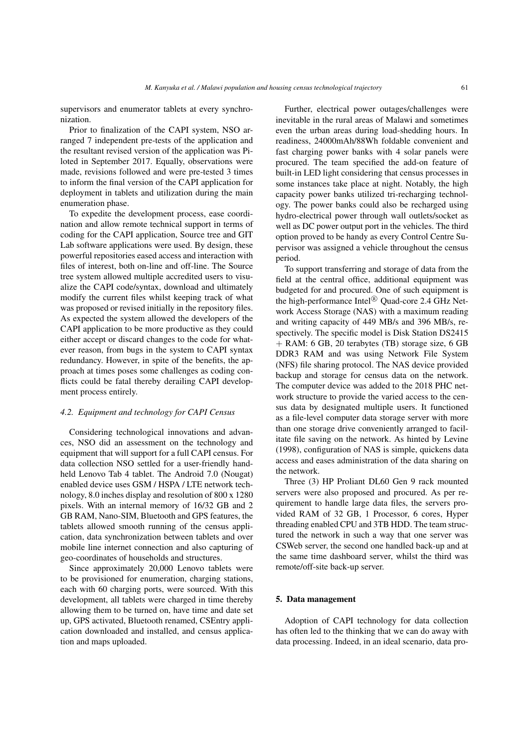supervisors and enumerator tablets at every synchronization.

Prior to finalization of the CAPI system, NSO arranged 7 independent pre-tests of the application and the resultant revised version of the application was Piloted in September 2017. Equally, observations were made, revisions followed and were pre-tested 3 times to inform the final version of the CAPI application for deployment in tablets and utilization during the main enumeration phase.

To expedite the development process, ease coordination and allow remote technical support in terms of coding for the CAPI application, Source tree and GIT Lab software applications were used. By design, these powerful repositories eased access and interaction with files of interest, both on-line and off-line. The Source tree system allowed multiple accredited users to visualize the CAPI code/syntax, download and ultimately modify the current files whilst keeping track of what was proposed or revised initially in the repository files. As expected the system allowed the developers of the CAPI application to be more productive as they could either accept or discard changes to the code for whatever reason, from bugs in the system to CAPI syntax redundancy. However, in spite of the benefits, the approach at times poses some challenges as coding conflicts could be fatal thereby derailing CAPI development process entirely.

### 4.2. Equipment and technology for CAPI Census

Considering technological innovations and advances, NSO did an assessment on the technology and equipment that will support for a full CAPI census. For data collection NSO settled for a user-friendly handheld Lenovo Tab 4 tablet. The Android 7.0 (Nougat) enabled device uses GSM / HSPA / LTE network technology, 8.0 inches display and resolution of 800 x 1280 pixels. With an internal memory of 16/32 GB and 2 GB RAM, Nano-SIM, Bluetooth and GPS features, the tablets allowed smooth running of the census application, data synchronization between tablets and over mobile line internet connection and also capturing of geo-coordinates of households and structures.

Since approximately 20,000 Lenovo tablets were to be provisioned for enumeration, charging stations, each with 60 charging ports, were sourced. With this development, all tablets were charged in time thereby allowing them to be turned on, have time and date set up, GPS activated, Bluetooth renamed, CSEntry application downloaded and installed, and census application and maps uploaded.

Further, electrical power outages/challenges were inevitable in the rural areas of Malawi and sometimes even the urban areas during load-shedding hours. In readiness, 24000mAh/88Wh foldable convenient and fast charging power banks with 4 solar panels were procured. The team specified the add-on feature of built-in LED light considering that census processes in some instances take place at night. Notably, the high capacity power banks utilized tri-recharging technology. The power banks could also be recharged using hydro-electrical power through wall outlets/socket as well as DC power output port in the vehicles. The third option proved to be handy as every Control Centre Supervisor was assigned a vehicle throughout the census period.

To support transferring and storage of data from the field at the central office, additional equipment was budgeted for and procured. One of such equipment is the high-performance Intel® Quad-core 2.4 GHz Network Access Storage (NAS) with a maximum reading and writing capacity of 449 MB/s and 396 MB/s, respectively. The specific model is Disk Station DS2415 + RAM: 6 GB, 20 terabytes (TB) storage size, 6 GB DDR3 RAM and was using Network File System (NFS) file sharing protocol. The NAS device provided backup and storage for census data on the network. The computer device was added to the 2018 PHC network structure to provide the varied access to the census data by designated multiple users. It functioned as a file-level computer data storage server with more than one storage drive conveniently arranged to facilitate file saving on the network. As hinted by Levine (1998), configuration of NAS is simple, quickens data access and eases administration of the data sharing on the network.

Three (3) HP Proliant DL60 Gen 9 rack mounted servers were also proposed and procured. As per requirement to handle large data files, the servers provided RAM of 32 GB, 1 Processor, 6 cores, Hyper threading enabled CPU and 3TB HDD. The team structured the network in such a way that one server was CSWeb server, the second one handled back-up and at the same time dashboard server, whilst the third was remote/off-site back-up server.

## 5. Data management

Adoption of CAPI technology for data collection has often led to the thinking that we can do away with data processing. Indeed, in an ideal scenario, data pro-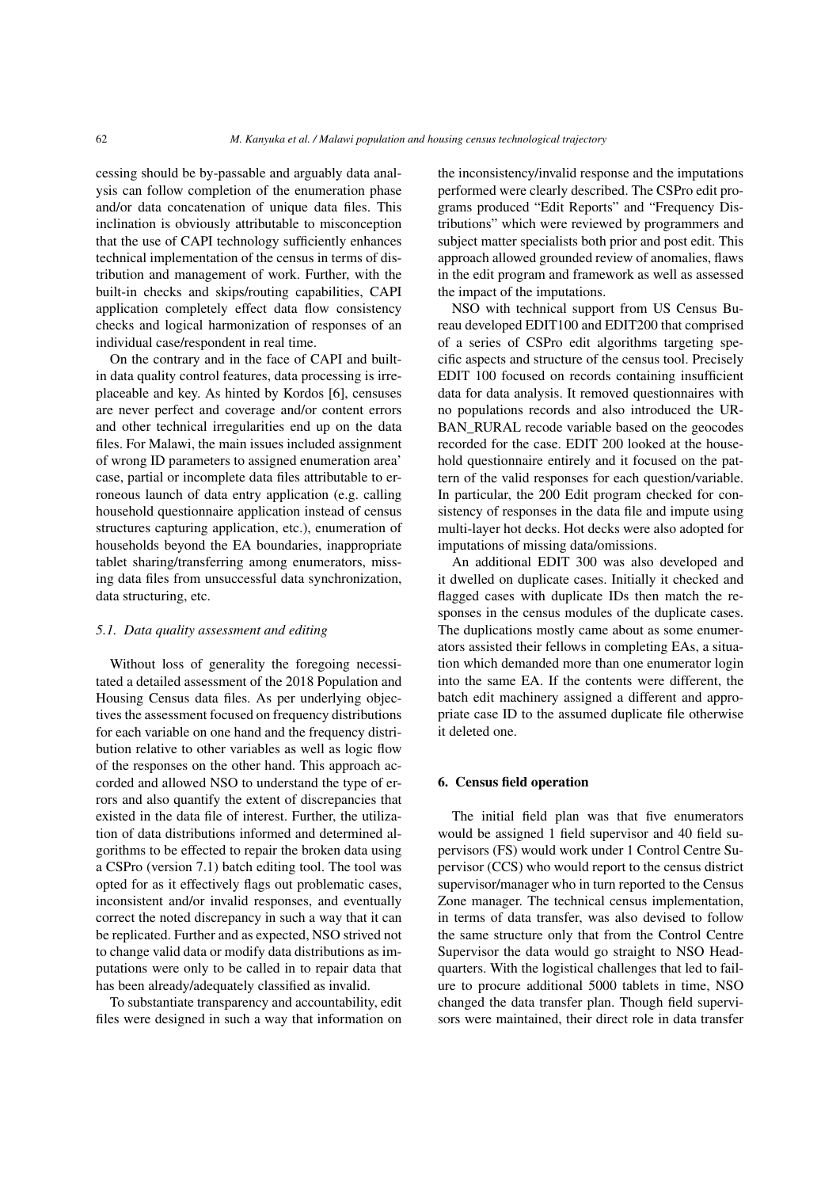cessing should be by-passable and arguably data analysis can follow completion of the enumeration phase and/or data concatenation of unique data files. This inclination is obviously attributable to misconception that the use of CAPI technology sufficiently enhances technical implementation of the census in terms of distribution and management of work. Further, with the built-in checks and skips/routing capabilities, CAPI application completely effect data flow consistency checks and logical harmonization of responses of an individual case/respondent in real time.

On the contrary and in the face of CAPI and built-in data quality control features, data processing is irreplaceable and key. As hinted by Kordos [6], censuses are never perfect and coverage and/or content errors and other technical irregularities end up on the data files. For Malawi, the main issues included assignment of wrong ID parameters to assigned enumeration area' case, partial or incomplete data files attributable to erroneous launch of data entry application (e.g. calling household questionnaire application instead of census structures capturing application, etc.), enumeration of households beyond the EA boundaries, inappropriate tablet sharing/transferring among enumerators, missing data files from unsuccessful data synchronization, data structuring, etc.

### *5.1. Data quality assessment and editing*

Without loss of generality the foregoing necessitated a detailed assessment of the 2018 Population and Housing Census data files. As per underlying objectives the assessment focused on frequency distributions for each variable on one hand and the frequency distribution relative to other variables as well as logic flow of the responses on the other hand. This approach accorded and allowed NSO to understand the type of errors and also quantify the extent of discrepancies that existed in the data file of interest. Further, the utilization of data distributions informed and determined algorithms to be effected to repair the broken data using a CSPro (version 7.1) batch editing tool. The tool was opted for as it effectively flags out problematic cases, inconsistent and/or invalid responses, and eventually correct the noted discrepancy in such a way that it can be replicated. Further and as expected, NSO strived not to change valid data or modify data distributions as imputations were only to be called in to repair data that has been already/adequately classified as invalid.

To substantiate transparency and accountability, edit files were designed in such a way that information on the inconsistency/invalid response and the imputations performed were clearly described. The CSPro edit programs produced "Edit Reports" and "Frequency Distributions" which were reviewed by programmers and subject matter specialists both prior and post edit. This approach allowed grounded review of anomalies, flaws in the edit program and framework as well as assessed the impact of the imputations.

NSO with technical support from US Census Bureau developed EDIT100 and EDIT200 that comprised of a series of CSPro edit algorithms targeting specific aspects and structure of the census tool. Precisely EDIT 100 focused on records containing insufficient data for data analysis. It removed questionnaires with no populations records and also introduced the URBAN_RURAL recode variable based on the geocodes recorded for the case. EDIT 200 looked at the household questionnaire entirely and it focused on the pattern of the valid responses for each question/variable. In particular, the 200 Edit program checked for consistency of responses in the data file and impute using multi-layer hot decks. Hot decks were also adopted for imputations of missing data/omissions.

An additional EDIT 300 was also developed and it dwelled on duplicate cases. Initially it checked and flagged cases with duplicate IDs then match the responses in the census modules of the duplicate cases. The duplications mostly came about as some enumerators assisted their fellows in completing EAs, a situation which demanded more than one enumerator login into the same EA. If the contents were different, the batch edit machinery assigned a different and appropriate case ID to the assumed duplicate file otherwise it deleted one.

## 6. Census field operation

The initial field plan was that five enumerators would be assigned 1 field supervisor and 40 field supervisors (FS) would work under 1 Control Centre Supervisor (CCS) who would report to the census district supervisor/manager who in turn reported to the Census Zone manager. The technical census implementation, in terms of data transfer, was also devised to follow the same structure only that from the Control Centre Supervisor the data would go straight to NSO Headquarters. With the logistical challenges that led to failure to procure additional 5000 tablets in time, NSO changed the data transfer plan. Though field supervisors were maintained, their direct role in data transfer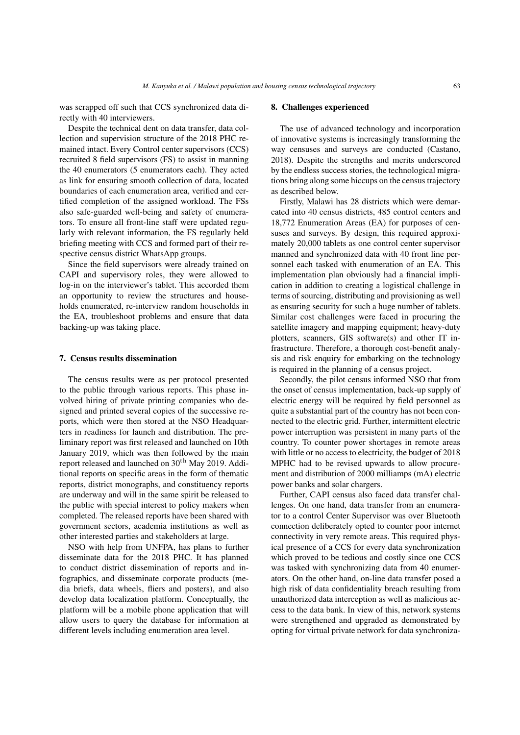was scrapped off such that CCS synchronized data directly with 40 interviewers.

Despite the technical dent on data transfer, data collection and supervision structure of the 2018 PHC remained intact. Every Control center supervisors (CCS) recruited 8 field supervisors (FS) to assist in manning the 40 enumerators (5 enumerators each). They acted as link for ensuring smooth collection of data, located boundaries of each enumeration area, verified and certified completion of the assigned workload. The FSs also safe-guarded well-being and safety of enumerators. To ensure all front-line staff were updated regularly with relevant information, the FS regularly held briefing meeting with CCS and formed part of their respective census district WhatsApp groups.

Since the field supervisors were already trained on CAPI and supervisory roles, they were allowed to log-in on the interviewer's tablet. This accorded them an opportunity to review the structures and households enumerated, re-interview random households in the EA, troubleshoot problems and ensure that data backing-up was taking place.

## 7. Census results dissemination

The census results were as per protocol presented to the public through various reports. This phase involved hiring of private printing companies who designed and printed several copies of the successive reports, which were then stored at the NSO Headquarters in readiness for launch and distribution. The preliminary report was first released and launched on 10th January 2019, which was then followed by the main report released and launched on 30$^{th}$ May 2019. Additional reports on specific areas in the form of thematic reports, district monographs, and constituency reports are underway and will in the same spirit be released to the public with special interest to policy makers when completed. The released reports have been shared with government sectors, academia institutions as well as other interested parties and stakeholders at large.

NSO with help from UNFPA, has plans to further disseminate data for the 2018 PHC. It has planned to conduct district dissemination of reports and infographics, and disseminate corporate products (media briefs, data wheels, fliers and posters), and also develop data localization platform. Conceptually, the platform will be a mobile phone application that will allow users to query the database for information at different levels including enumeration area level.

## 8. Challenges experienced

The use of advanced technology and incorporation of innovative systems is increasingly transforming the way censuses and surveys are conducted (Castano, 2018). Despite the strengths and merits underscored by the endless success stories, the technological migrations bring along some hiccups on the census trajectory as described below.

Firstly, Malawi has 28 districts which were demarcated into 40 census districts, 485 control centers and 18,772 Enumeration Areas (EA) for purposes of censuses and surveys. By design, this required approximately 20,000 tablets as one control center supervisor manned and synchronized data with 40 front line personnel each tasked with enumeration of an EA. This implementation plan obviously had a financial implication in addition to creating a logistical challenge in terms of sourcing, distributing and provisioning as well as ensuring security for such a huge number of tablets. Similar cost challenges were faced in procuring the satellite imagery and mapping equipment; heavy-duty plotters, scanners, GIS software(s) and other IT infrastructure. Therefore, a thorough cost-benefit analysis and risk enquiry for embarking on the technology is required in the planning of a census project.

Secondly, the pilot census informed NSO that from the onset of census implementation, back-up supply of electric energy will be required by field personnel as quite a substantial part of the country has not been connected to the electric grid. Further, intermittent electric power interruption was persistent in many parts of the country. To counter power shortages in remote areas with little or no access to electricity, the budget of 2018 MPHC had to be revised upwards to allow procurement and distribution of 2000 milliamps (mA) electric power banks and solar chargers.

Further, CAPI census also faced data transfer challenges. On one hand, data transfer from an enumerator to a control Center Supervisor was over Bluetooth connection deliberately opted to counter poor internet connectivity in very remote areas. This required physical presence of a CCS for every data synchronization which proved to be tedious and costly since one CCS was tasked with synchronizing data from 40 enumerators. On the other hand, on-line data transfer posed a high risk of data confidentiality breach resulting from unauthorized data interception as well as malicious access to the data bank. In view of this, network systems were strengthened and upgraded as demonstrated by opting for virtual private network for data synchroniza-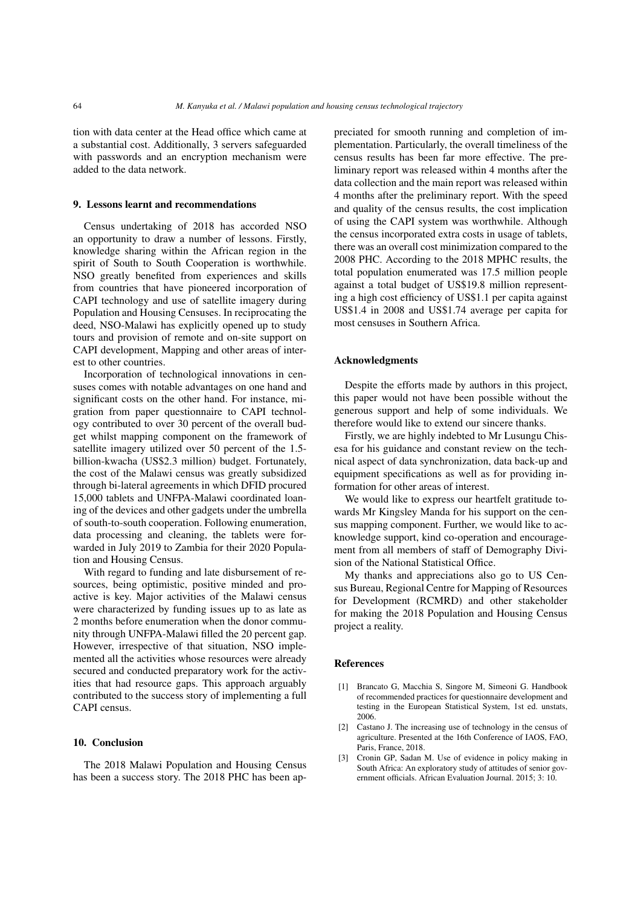tion with data center at the Head office which came at a substantial cost. Additionally, 3 servers safeguarded with passwords and an encryption mechanism were added to the data network.

## 9. Lessons learnt and recommendations

Census undertaking of 2018 has accorded NSO an opportunity to draw a number of lessons. Firstly, knowledge sharing within the African region in the spirit of South to South Cooperation is worthwhile. NSO greatly benefited from experiences and skills from countries that have pioneered incorporation of CAPI technology and use of satellite imagery during Population and Housing Censuses. In reciprocating the deed, NSO-Malawi has explicitly opened up to study tours and provision of remote and on-site support on CAPI development, Mapping and other areas of interest to other countries.

Incorporation of technological innovations in censuses comes with notable advantages on one hand and significant costs on the other hand. For instance, migration from paper questionnaire to CAPI technology contributed to over 30 percent of the overall budget whilst mapping component on the framework of satellite imagery utilized over 50 percent of the 1.5-billion-kwacha (US$2.3 million) budget. Fortunately, the cost of the Malawi census was greatly subsidized through bi-lateral agreements in which DFID procured 15,000 tablets and UNFPA-Malawi coordinated loaning of the devices and other gadgets under the umbrella of south-to-south cooperation. Following enumeration, data processing and cleaning, the tablets were forwarded in July 2019 to Zambia for their 2020 Population and Housing Census.

With regard to funding and late disbursement of resources, being optimistic, positive minded and proactive is key. Major activities of the Malawi census were characterized by funding issues up to as late as 2 months before enumeration when the donor community through UNFPA-Malawi filled the 20 percent gap. However, irrespective of that situation, NSO implemented all the activities whose resources were already secured and conducted preparatory work for the activities that had resource gaps. This approach arguably contributed to the success story of implementing a full CAPI census.

## 10. Conclusion

The 2018 Malawi Population and Housing Census has been a success story. The 2018 PHC has been appreciated for smooth running and completion of implementation. Particularly, the overall timeliness of the census results has been far more effective. The preliminary report was released within 4 months after the data collection and the main report was released within 4 months after the preliminary report. With the speed and quality of the census results, the cost implication of using the CAPI system was worthwhile. Although the census incorporated extra costs in usage of tablets, there was an overall cost minimization compared to the 2008 PHC. According to the 2018 MPHC results, the total population enumerated was 17.5 million people against a total budget of US$19.8 million representing a high cost efficiency of US$1.1 per capita against US$1.4 in 2008 and US$1.74 average per capita for most censuses in Southern Africa.

## Acknowledgments

Despite the efforts made by authors in this project, this paper would not have been possible without the generous support and help of some individuals. We therefore would like to extend our sincere thanks.

Firstly, we are highly indebted to Mr Lusungu Chisesa for his guidance and constant review on the technical aspect of data synchronization, data back-up and equipment specifications as well as for providing information for other areas of interest.

We would like to express our heartfelt gratitude towards Mr Kingsley Manda for his support on the census mapping component. Further, we would like to acknowledge support, kind co-operation and encouragement from all members of staff of Demography Division of the National Statistical Office.

My thanks and appreciations also go to US Census Bureau, Regional Centre for Mapping of Resources for Development (RCMRD) and other stakeholder for making the 2018 Population and Housing Census project a reality.

## References

[1] Brancato G, Macchia S, Singore M, Simeoni G. Handbook of recommended practices for questionnaire development and testing in the European Statistical System, 1st ed. unstats, 2006.

[2] Castano J. The increasing use of technology in the census of agriculture. Presented at the 16th Conference of IAOS, FAO, Paris, France, 2018.

[3] Cronin GP, Sadan M. Use of evidence in policy making in South Africa: An exploratory study of attitudes of senior government officials. African Evaluation Journal. 2015; 3: 10.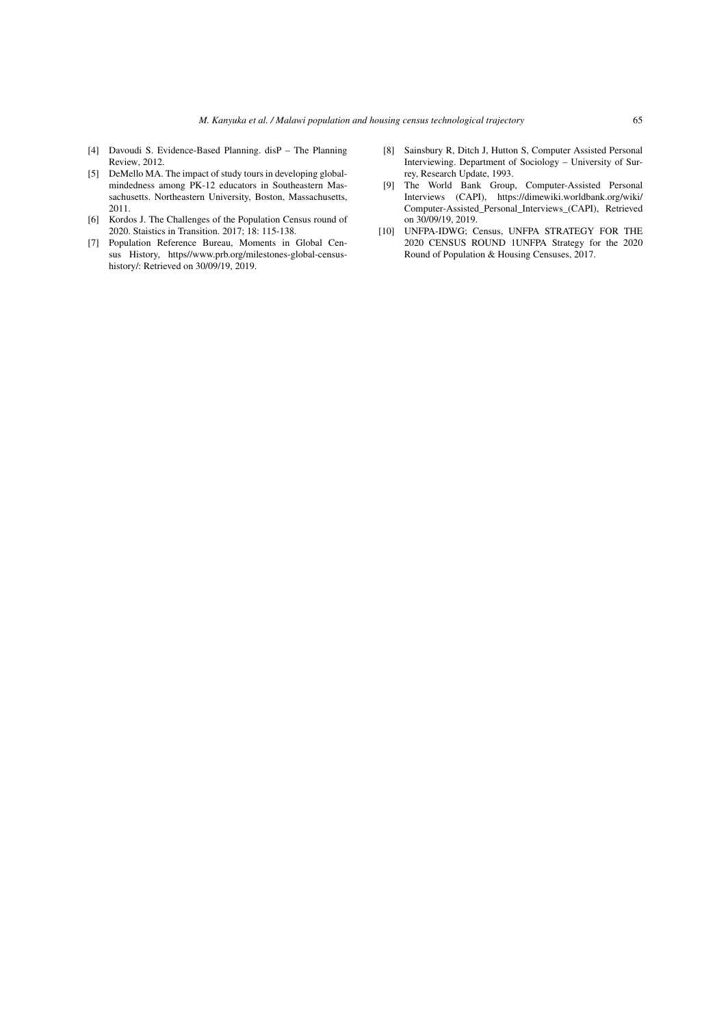[4] Davoudi S. Evidence-Based Planning. disP – The Planning Review, 2012.

[5] DeMello MA. The impact of study tours in developing global-mindedness among PK-12 educators in Southeastern Massachusetts. Northeastern University, Boston, Massachusetts, 2011.

[6] Kordos J. The Challenges of the Population Census round of 2020. Staistics in Transition. 2017; 18: 115-138.

[7] Population Reference Bureau, Moments in Global Census History, https//www.prb.org/milestones-global-census-history/: Retrieved on 30/09/19, 2019.

[8] Sainsbury R, Ditch J, Hutton S, Computer Assisted Personal Interviewing. Department of Sociology – University of Surrey, Research Update, 1993.

[9] The World Bank Group, Computer-Assisted Personal Interviews (CAPI), https://dimewiki.worldbank.org/wiki/Computer-Assisted_Personal_Interviews_(CAPI), Retrieved on 30/09/19, 2019.

[10] UNFPA-IDWG; Census, UNFPA STRATEGY FOR THE 2020 CENSUS ROUND 1UNFPA Strategy for the 2020 Round of Population & Housing Censuses, 2017.